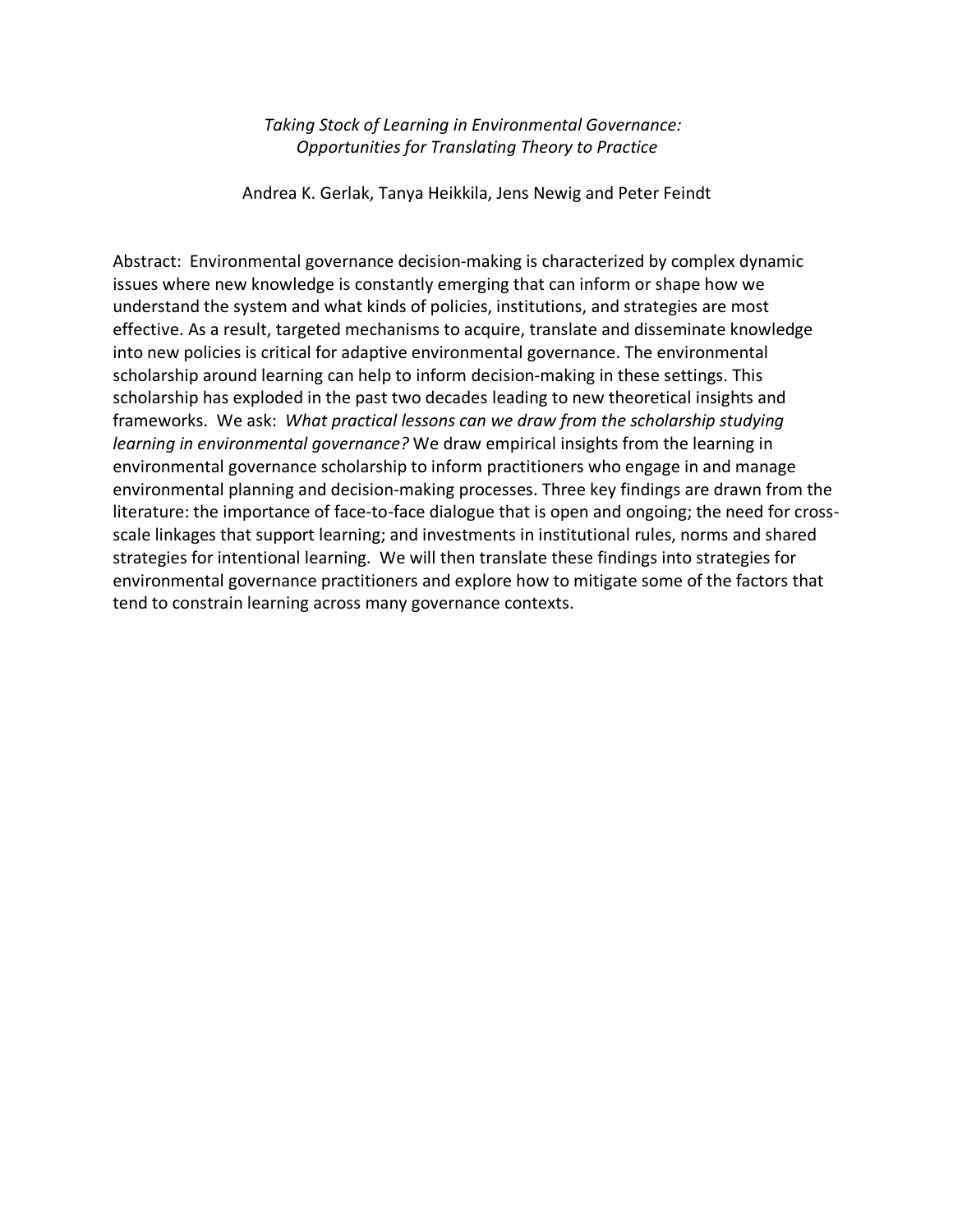*Taking Stock of Learning in Environmental Governance: Opportunities for Translating Theory to Practice*

Andrea K. Gerlak, Tanya Heikkila, Jens Newig and Peter Feindt

Abstract: Environmental governance decision-making is characterized by complex dynamic issues where new knowledge is constantly emerging that can inform or shape how we understand the system and what kinds of policies, institutions, and strategies are most effective. As a result, targeted mechanisms to acquire, translate and disseminate knowledge into new policies is critical for adaptive environmental governance. The environmental scholarship around learning can help to inform decision-making in these settings. This scholarship has exploded in the past two decades leading to new theoretical insights and frameworks. We ask: *What practical lessons can we draw from the scholarship studying learning in environmental governance?* We draw empirical insights from the learning in environmental governance scholarship to inform practitioners who engage in and manage environmental planning and decision-making processes. Three key findings are drawn from the literature: the importance of face-to-face dialogue that is open and ongoing; the need for cross-scale linkages that support learning; and investments in institutional rules, norms and shared strategies for intentional learning. We will then translate these findings into strategies for environmental governance practitioners and explore how to mitigate some of the factors that tend to constrain learning across many governance contexts.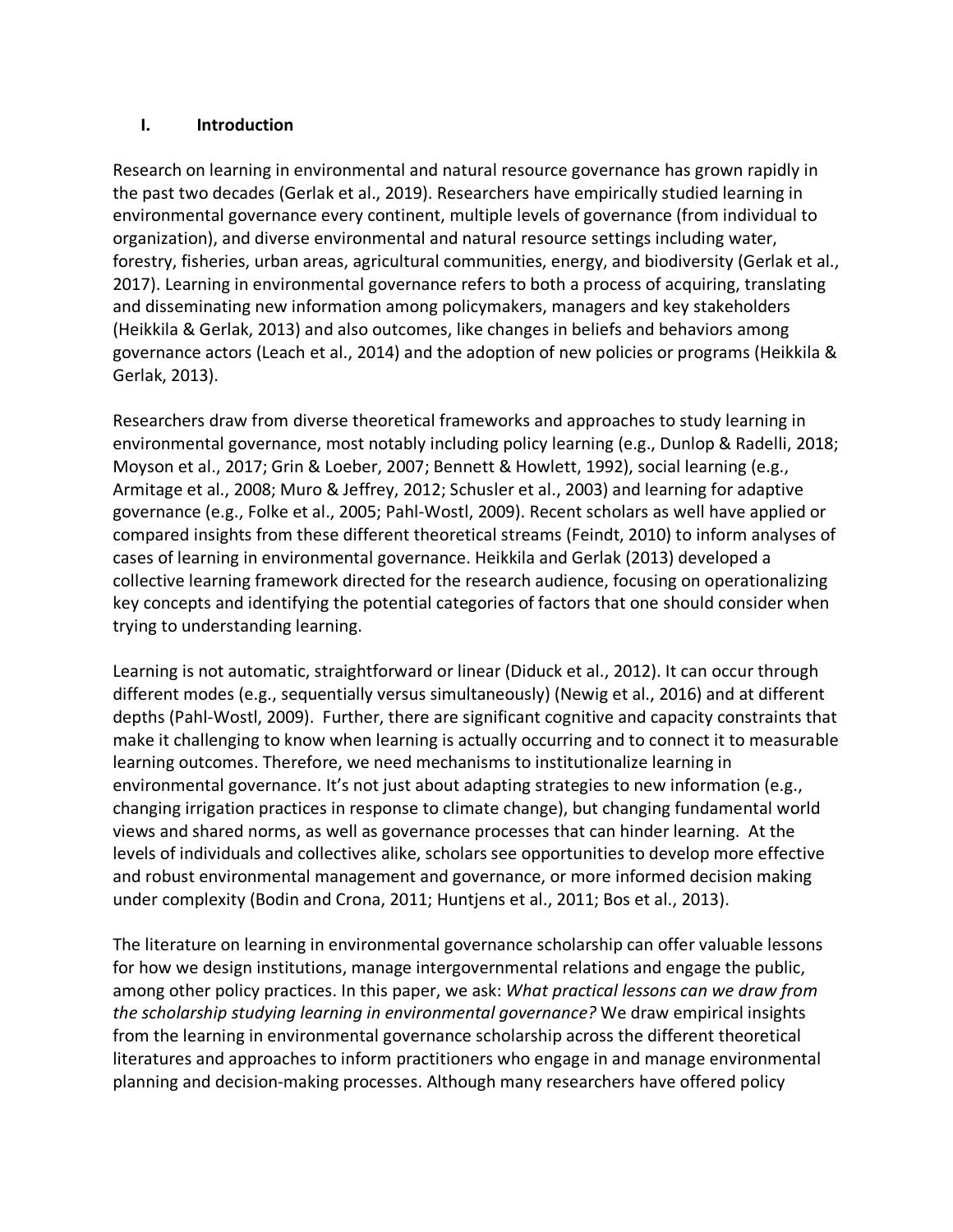## I. Introduction

Research on learning in environmental and natural resource governance has grown rapidly in the past two decades (Gerlak et al., 2019). Researchers have empirically studied learning in environmental governance every continent, multiple levels of governance (from individual to organization), and diverse environmental and natural resource settings including water, forestry, fisheries, urban areas, agricultural communities, energy, and biodiversity (Gerlak et al., 2017). Learning in environmental governance refers to both a process of acquiring, translating and disseminating new information among policymakers, managers and key stakeholders (Heikkila & Gerlak, 2013) and also outcomes, like changes in beliefs and behaviors among governance actors (Leach et al., 2014) and the adoption of new policies or programs (Heikkila & Gerlak, 2013).

Researchers draw from diverse theoretical frameworks and approaches to study learning in environmental governance, most notably including policy learning (e.g., Dunlop & Radelli, 2018; Moyson et al., 2017; Grin & Loeber, 2007; Bennett & Howlett, 1992), social learning (e.g., Armitage et al., 2008; Muro & Jeffrey, 2012; Schusler et al., 2003) and learning for adaptive governance (e.g., Folke et al., 2005; Pahl-Wostl, 2009). Recent scholars as well have applied or compared insights from these different theoretical streams (Feindt, 2010) to inform analyses of cases of learning in environmental governance. Heikkila and Gerlak (2013) developed a collective learning framework directed for the research audience, focusing on operationalizing key concepts and identifying the potential categories of factors that one should consider when trying to understanding learning.

Learning is not automatic, straightforward or linear (Diduck et al., 2012). It can occur through different modes (e.g., sequentially versus simultaneously) (Newig et al., 2016) and at different depths (Pahl-Wostl, 2009). Further, there are significant cognitive and capacity constraints that make it challenging to know when learning is actually occurring and to connect it to measurable learning outcomes. Therefore, we need mechanisms to institutionalize learning in environmental governance. It's not just about adapting strategies to new information (e.g., changing irrigation practices in response to climate change), but changing fundamental world views and shared norms, as well as governance processes that can hinder learning. At the levels of individuals and collectives alike, scholars see opportunities to develop more effective and robust environmental management and governance, or more informed decision making under complexity (Bodin and Crona, 2011; Huntjens et al., 2011; Bos et al., 2013).

The literature on learning in environmental governance scholarship can offer valuable lessons for how we design institutions, manage intergovernmental relations and engage the public, among other policy practices. In this paper, we ask: *What practical lessons can we draw from the scholarship studying learning in environmental governance?* We draw empirical insights from the learning in environmental governance scholarship across the different theoretical literatures and approaches to inform practitioners who engage in and manage environmental planning and decision-making processes. Although many researchers have offered policy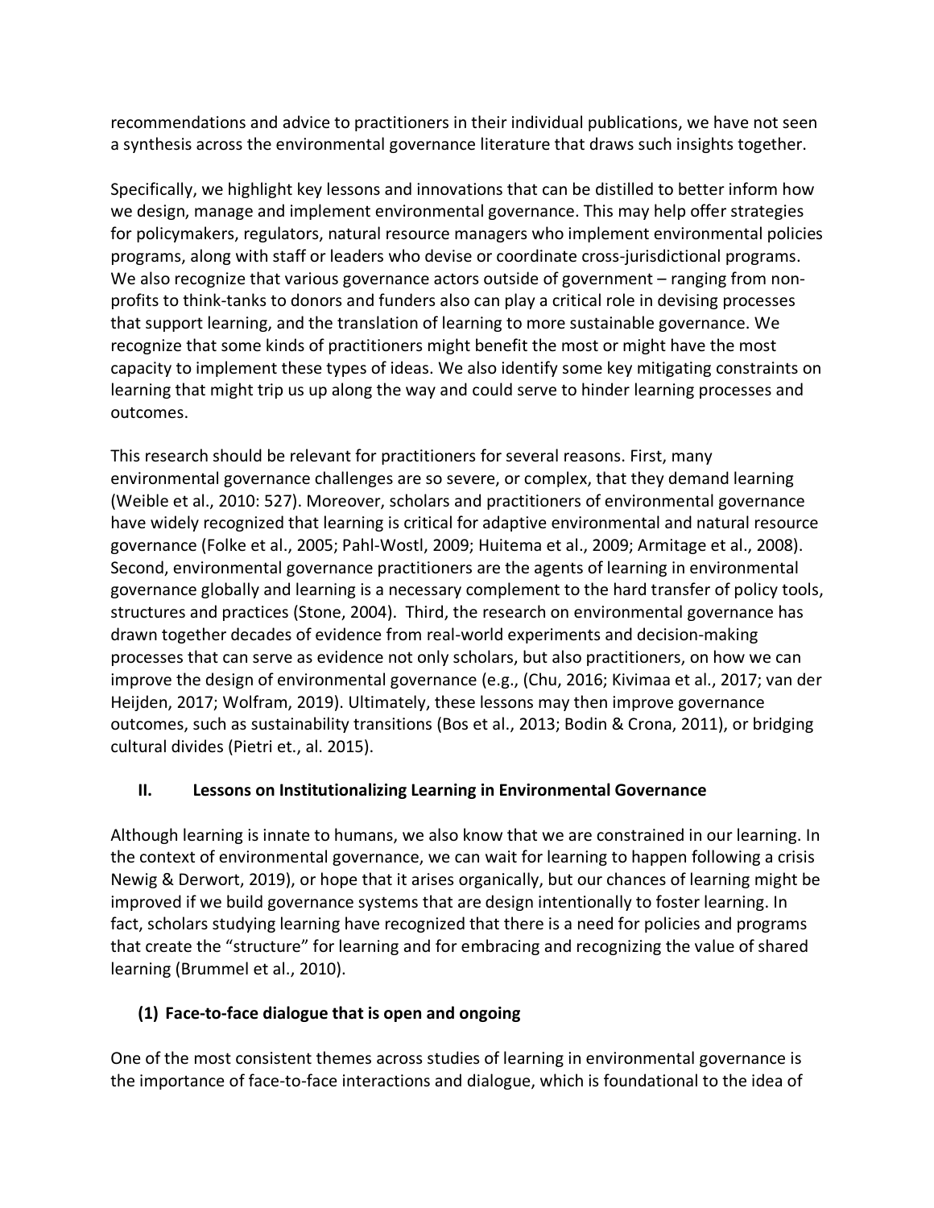recommendations and advice to practitioners in their individual publications, we have not seen a synthesis across the environmental governance literature that draws such insights together.

Specifically, we highlight key lessons and innovations that can be distilled to better inform how we design, manage and implement environmental governance. This may help offer strategies for policymakers, regulators, natural resource managers who implement environmental policies programs, along with staff or leaders who devise or coordinate cross-jurisdictional programs. We also recognize that various governance actors outside of government – ranging from non-profits to think-tanks to donors and funders also can play a critical role in devising processes that support learning, and the translation of learning to more sustainable governance. We recognize that some kinds of practitioners might benefit the most or might have the most capacity to implement these types of ideas. We also identify some key mitigating constraints on learning that might trip us up along the way and could serve to hinder learning processes and outcomes.

This research should be relevant for practitioners for several reasons. First, many environmental governance challenges are so severe, or complex, that they demand learning (Weible et al., 2010: 527). Moreover, scholars and practitioners of environmental governance have widely recognized that learning is critical for adaptive environmental and natural resource governance (Folke et al., 2005; Pahl-Wostl, 2009; Huitema et al., 2009; Armitage et al., 2008). Second, environmental governance practitioners are the agents of learning in environmental governance globally and learning is a necessary complement to the hard transfer of policy tools, structures and practices (Stone, 2004). Third, the research on environmental governance has drawn together decades of evidence from real-world experiments and decision-making processes that can serve as evidence not only scholars, but also practitioners, on how we can improve the design of environmental governance (e.g., (Chu, 2016; Kivimaa et al., 2017; van der Heijden, 2017; Wolfram, 2019). Ultimately, these lessons may then improve governance outcomes, such as sustainability transitions (Bos et al., 2013; Bodin & Crona, 2011), or bridging cultural divides (Pietri et., al. 2015).

## II. Lessons on Institutionalizing Learning in Environmental Governance

Although learning is innate to humans, we also know that we are constrained in our learning. In the context of environmental governance, we can wait for learning to happen following a crisis Newig & Derwort, 2019), or hope that it arises organically, but our chances of learning might be improved if we build governance systems that are design intentionally to foster learning. In fact, scholars studying learning have recognized that there is a need for policies and programs that create the "structure" for learning and for embracing and recognizing the value of shared learning (Brummel et al., 2010).

### (1) Face-to-face dialogue that is open and ongoing

One of the most consistent themes across studies of learning in environmental governance is the importance of face-to-face interactions and dialogue, which is foundational to the idea of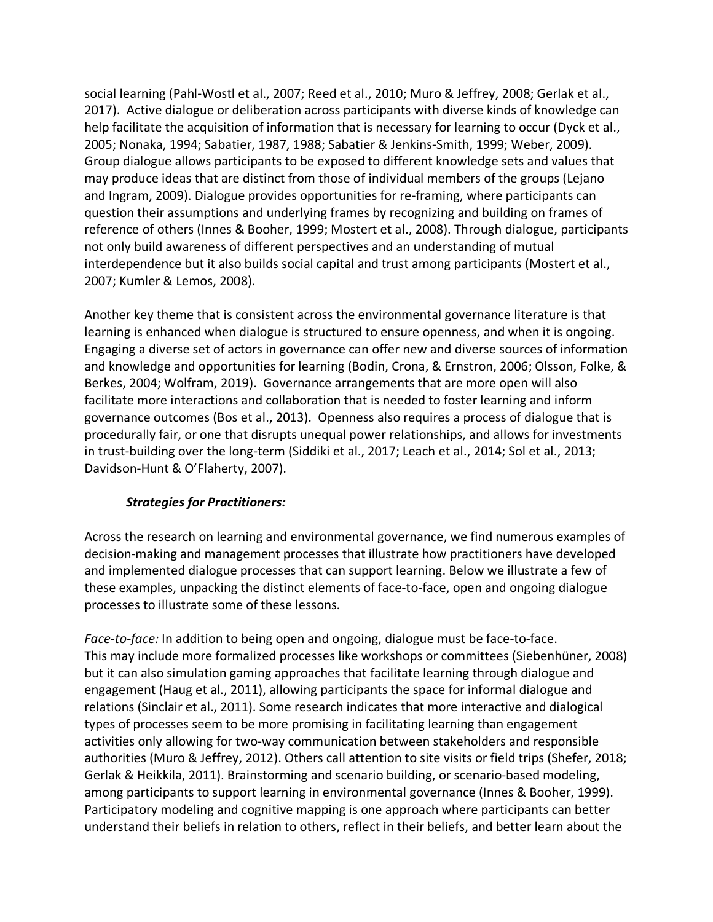social learning (Pahl-Wostl et al., 2007; Reed et al., 2010; Muro & Jeffrey, 2008; Gerlak et al., 2017). Active dialogue or deliberation across participants with diverse kinds of knowledge can help facilitate the acquisition of information that is necessary for learning to occur (Dyck et al., 2005; Nonaka, 1994; Sabatier, 1987, 1988; Sabatier & Jenkins-Smith, 1999; Weber, 2009). Group dialogue allows participants to be exposed to different knowledge sets and values that may produce ideas that are distinct from those of individual members of the groups (Lejano and Ingram, 2009). Dialogue provides opportunities for re-framing, where participants can question their assumptions and underlying frames by recognizing and building on frames of reference of others (Innes & Booher, 1999; Mostert et al., 2008). Through dialogue, participants not only build awareness of different perspectives and an understanding of mutual interdependence but it also builds social capital and trust among participants (Mostert et al., 2007; Kumler & Lemos, 2008).

Another key theme that is consistent across the environmental governance literature is that learning is enhanced when dialogue is structured to ensure openness, and when it is ongoing. Engaging a diverse set of actors in governance can offer new and diverse sources of information and knowledge and opportunities for learning (Bodin, Crona, & Ernstron, 2006; Olsson, Folke, & Berkes, 2004; Wolfram, 2019). Governance arrangements that are more open will also facilitate more interactions and collaboration that is needed to foster learning and inform governance outcomes (Bos et al., 2013). Openness also requires a process of dialogue that is procedurally fair, or one that disrupts unequal power relationships, and allows for investments in trust-building over the long-term (Siddiki et al., 2017; Leach et al., 2014; Sol et al., 2013; Davidson-Hunt & O'Flaherty, 2007).

***Strategies for Practitioners:***

Across the research on learning and environmental governance, we find numerous examples of decision-making and management processes that illustrate how practitioners have developed and implemented dialogue processes that can support learning. Below we illustrate a few of these examples, unpacking the distinct elements of face-to-face, open and ongoing dialogue processes to illustrate some of these lessons.

*Face-to-face:* In addition to being open and ongoing, dialogue must be face-to-face. This may include more formalized processes like workshops or committees (Siebenhüner, 2008) but it can also simulation gaming approaches that facilitate learning through dialogue and engagement (Haug et al., 2011), allowing participants the space for informal dialogue and relations (Sinclair et al., 2011). Some research indicates that more interactive and dialogical types of processes seem to be more promising in facilitating learning than engagement activities only allowing for two-way communication between stakeholders and responsible authorities (Muro & Jeffrey, 2012). Others call attention to site visits or field trips (Shefer, 2018; Gerlak & Heikkila, 2011). Brainstorming and scenario building, or scenario-based modeling, among participants to support learning in environmental governance (Innes & Booher, 1999). Participatory modeling and cognitive mapping is one approach where participants can better understand their beliefs in relation to others, reflect in their beliefs, and better learn about the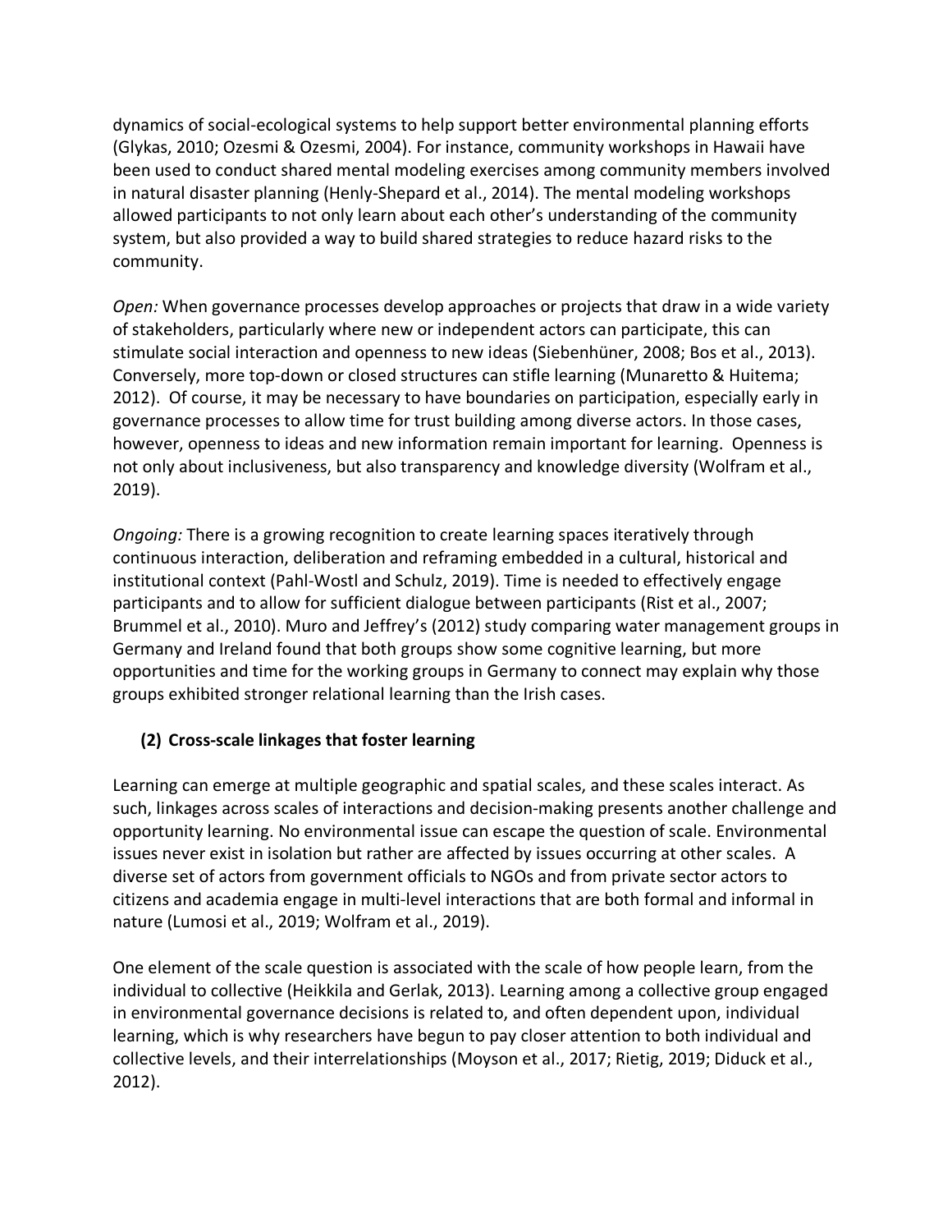dynamics of social-ecological systems to help support better environmental planning efforts (Glykas, 2010; Ozesmi & Ozesmi, 2004). For instance, community workshops in Hawaii have been used to conduct shared mental modeling exercises among community members involved in natural disaster planning (Henly-Shepard et al., 2014). The mental modeling workshops allowed participants to not only learn about each other's understanding of the community system, but also provided a way to build shared strategies to reduce hazard risks to the community.

*Open:* When governance processes develop approaches or projects that draw in a wide variety of stakeholders, particularly where new or independent actors can participate, this can stimulate social interaction and openness to new ideas (Siebenhüner, 2008; Bos et al., 2013). Conversely, more top-down or closed structures can stifle learning (Munaretto & Huitema; 2012). Of course, it may be necessary to have boundaries on participation, especially early in governance processes to allow time for trust building among diverse actors. In those cases, however, openness to ideas and new information remain important for learning. Openness is not only about inclusiveness, but also transparency and knowledge diversity (Wolfram et al., 2019).

*Ongoing:* There is a growing recognition to create learning spaces iteratively through continuous interaction, deliberation and reframing embedded in a cultural, historical and institutional context (Pahl-Wostl and Schulz, 2019). Time is needed to effectively engage participants and to allow for sufficient dialogue between participants (Rist et al., 2007; Brummel et al., 2010). Muro and Jeffrey's (2012) study comparing water management groups in Germany and Ireland found that both groups show some cognitive learning, but more opportunities and time for the working groups in Germany to connect may explain why those groups exhibited stronger relational learning than the Irish cases.

**(2) Cross-scale linkages that foster learning**

Learning can emerge at multiple geographic and spatial scales, and these scales interact. As such, linkages across scales of interactions and decision-making presents another challenge and opportunity learning. No environmental issue can escape the question of scale. Environmental issues never exist in isolation but rather are affected by issues occurring at other scales. A diverse set of actors from government officials to NGOs and from private sector actors to citizens and academia engage in multi-level interactions that are both formal and informal in nature (Lumosi et al., 2019; Wolfram et al., 2019).

One element of the scale question is associated with the scale of how people learn, from the individual to collective (Heikkila and Gerlak, 2013). Learning among a collective group engaged in environmental governance decisions is related to, and often dependent upon, individual learning, which is why researchers have begun to pay closer attention to both individual and collective levels, and their interrelationships (Moyson et al., 2017; Rietig, 2019; Diduck et al., 2012).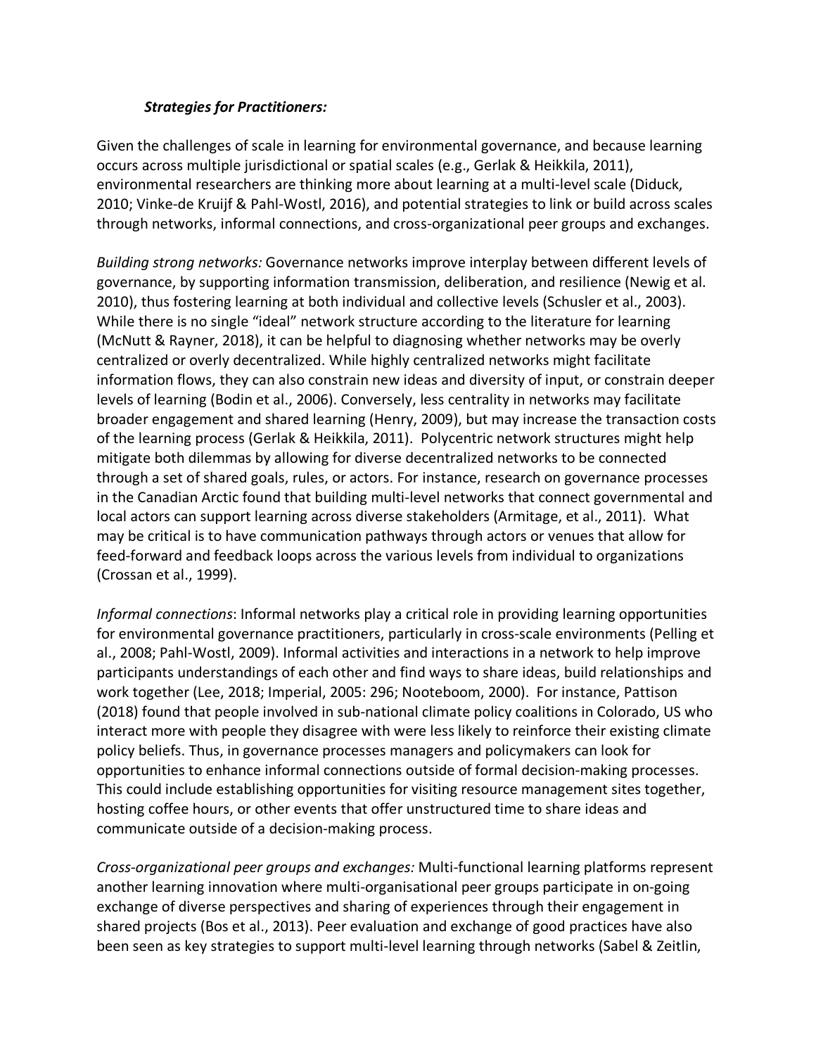***Strategies for Practitioners:***

Given the challenges of scale in learning for environmental governance, and because learning occurs across multiple jurisdictional or spatial scales (e.g., Gerlak & Heikkila, 2011), environmental researchers are thinking more about learning at a multi-level scale (Diduck, 2010; Vinke-de Kruijf & Pahl-Wostl, 2016), and potential strategies to link or build across scales through networks, informal connections, and cross-organizational peer groups and exchanges.

*Building strong networks:* Governance networks improve interplay between different levels of governance, by supporting information transmission, deliberation, and resilience (Newig et al. 2010), thus fostering learning at both individual and collective levels (Schusler et al., 2003). While there is no single "ideal" network structure according to the literature for learning (McNutt & Rayner, 2018), it can be helpful to diagnosing whether networks may be overly centralized or overly decentralized. While highly centralized networks might facilitate information flows, they can also constrain new ideas and diversity of input, or constrain deeper levels of learning (Bodin et al., 2006). Conversely, less centrality in networks may facilitate broader engagement and shared learning (Henry, 2009), but may increase the transaction costs of the learning process (Gerlak & Heikkila, 2011). Polycentric network structures might help mitigate both dilemmas by allowing for diverse decentralized networks to be connected through a set of shared goals, rules, or actors. For instance, research on governance processes in the Canadian Arctic found that building multi-level networks that connect governmental and local actors can support learning across diverse stakeholders (Armitage, et al., 2011). What may be critical is to have communication pathways through actors or venues that allow for feed-forward and feedback loops across the various levels from individual to organizations (Crossan et al., 1999).

*Informal connections*: Informal networks play a critical role in providing learning opportunities for environmental governance practitioners, particularly in cross-scale environments (Pelling et al., 2008; Pahl-Wostl, 2009). Informal activities and interactions in a network to help improve participants understandings of each other and find ways to share ideas, build relationships and work together (Lee, 2018; Imperial, 2005: 296; Nooteboom, 2000). For instance, Pattison (2018) found that people involved in sub-national climate policy coalitions in Colorado, US who interact more with people they disagree with were less likely to reinforce their existing climate policy beliefs. Thus, in governance processes managers and policymakers can look for opportunities to enhance informal connections outside of formal decision-making processes. This could include establishing opportunities for visiting resource management sites together, hosting coffee hours, or other events that offer unstructured time to share ideas and communicate outside of a decision-making process.

*Cross-organizational peer groups and exchanges:* Multi-functional learning platforms represent another learning innovation where multi-organisational peer groups participate in on-going exchange of diverse perspectives and sharing of experiences through their engagement in shared projects (Bos et al., 2013). Peer evaluation and exchange of good practices have also been seen as key strategies to support multi-level learning through networks (Sabel & Zeitlin,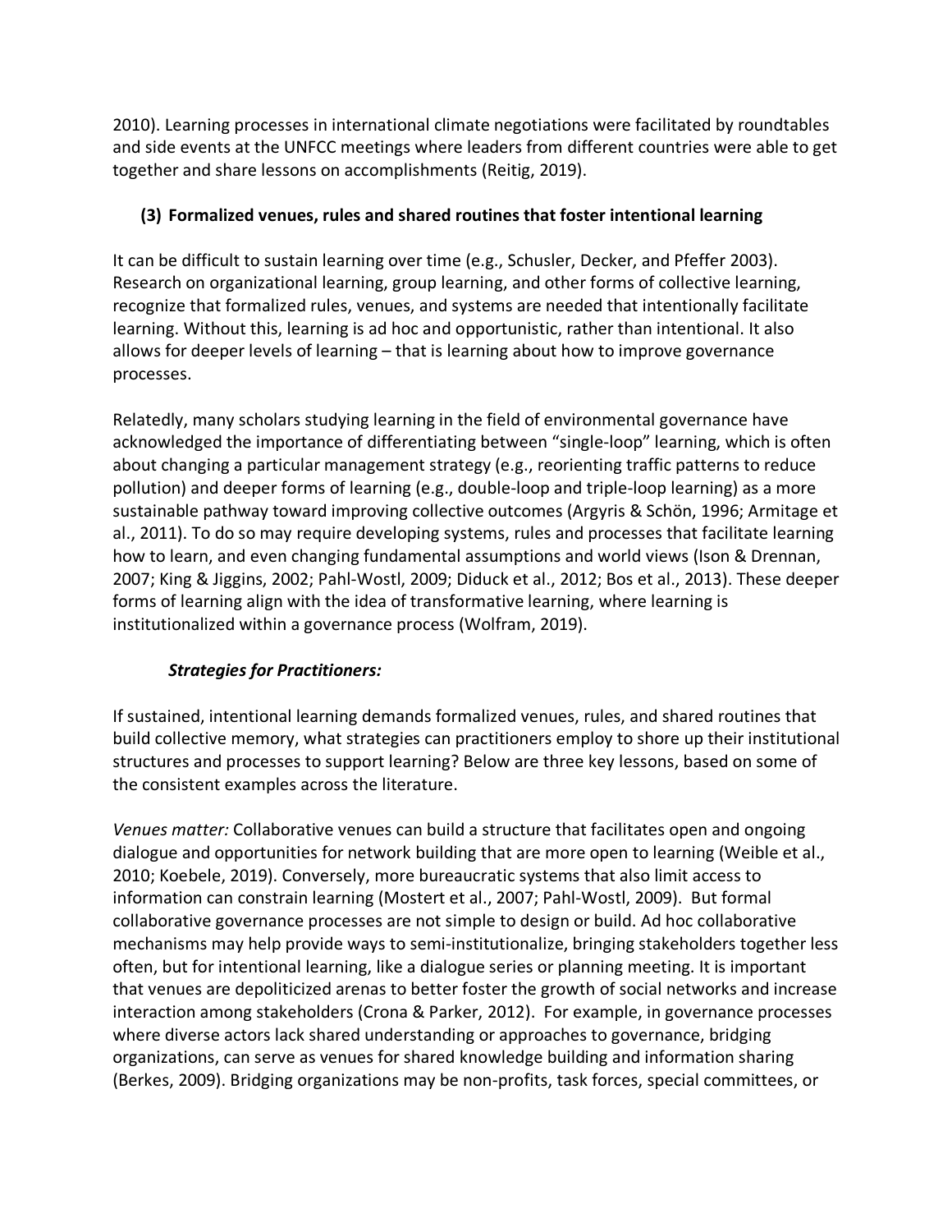2010). Learning processes in international climate negotiations were facilitated by roundtables and side events at the UNFCC meetings where leaders from different countries were able to get together and share lessons on accomplishments (Reitig, 2019).

### (3) Formalized venues, rules and shared routines that foster intentional learning

It can be difficult to sustain learning over time (e.g., Schusler, Decker, and Pfeffer 2003). Research on organizational learning, group learning, and other forms of collective learning, recognize that formalized rules, venues, and systems are needed that intentionally facilitate learning. Without this, learning is ad hoc and opportunistic, rather than intentional. It also allows for deeper levels of learning – that is learning about how to improve governance processes.

Relatedly, many scholars studying learning in the field of environmental governance have acknowledged the importance of differentiating between "single-loop" learning, which is often about changing a particular management strategy (e.g., reorienting traffic patterns to reduce pollution) and deeper forms of learning (e.g., double-loop and triple-loop learning) as a more sustainable pathway toward improving collective outcomes (Argyris & Schön, 1996; Armitage et al., 2011). To do so may require developing systems, rules and processes that facilitate learning how to learn, and even changing fundamental assumptions and world views (Ison & Drennan, 2007; King & Jiggins, 2002; Pahl-Wostl, 2009; Diduck et al., 2012; Bos et al., 2013). These deeper forms of learning align with the idea of transformative learning, where learning is institutionalized within a governance process (Wolfram, 2019).

#### *Strategies for Practitioners:*

If sustained, intentional learning demands formalized venues, rules, and shared routines that build collective memory, what strategies can practitioners employ to shore up their institutional structures and processes to support learning? Below are three key lessons, based on some of the consistent examples across the literature.

*Venues matter:* Collaborative venues can build a structure that facilitates open and ongoing dialogue and opportunities for network building that are more open to learning (Weible et al., 2010; Koebele, 2019). Conversely, more bureaucratic systems that also limit access to information can constrain learning (Mostert et al., 2007; Pahl-Wostl, 2009). But formal collaborative governance processes are not simple to design or build. Ad hoc collaborative mechanisms may help provide ways to semi-institutionalize, bringing stakeholders together less often, but for intentional learning, like a dialogue series or planning meeting. It is important that venues are depoliticized arenas to better foster the growth of social networks and increase interaction among stakeholders (Crona & Parker, 2012). For example, in governance processes where diverse actors lack shared understanding or approaches to governance, bridging organizations, can serve as venues for shared knowledge building and information sharing (Berkes, 2009). Bridging organizations may be non-profits, task forces, special committees, or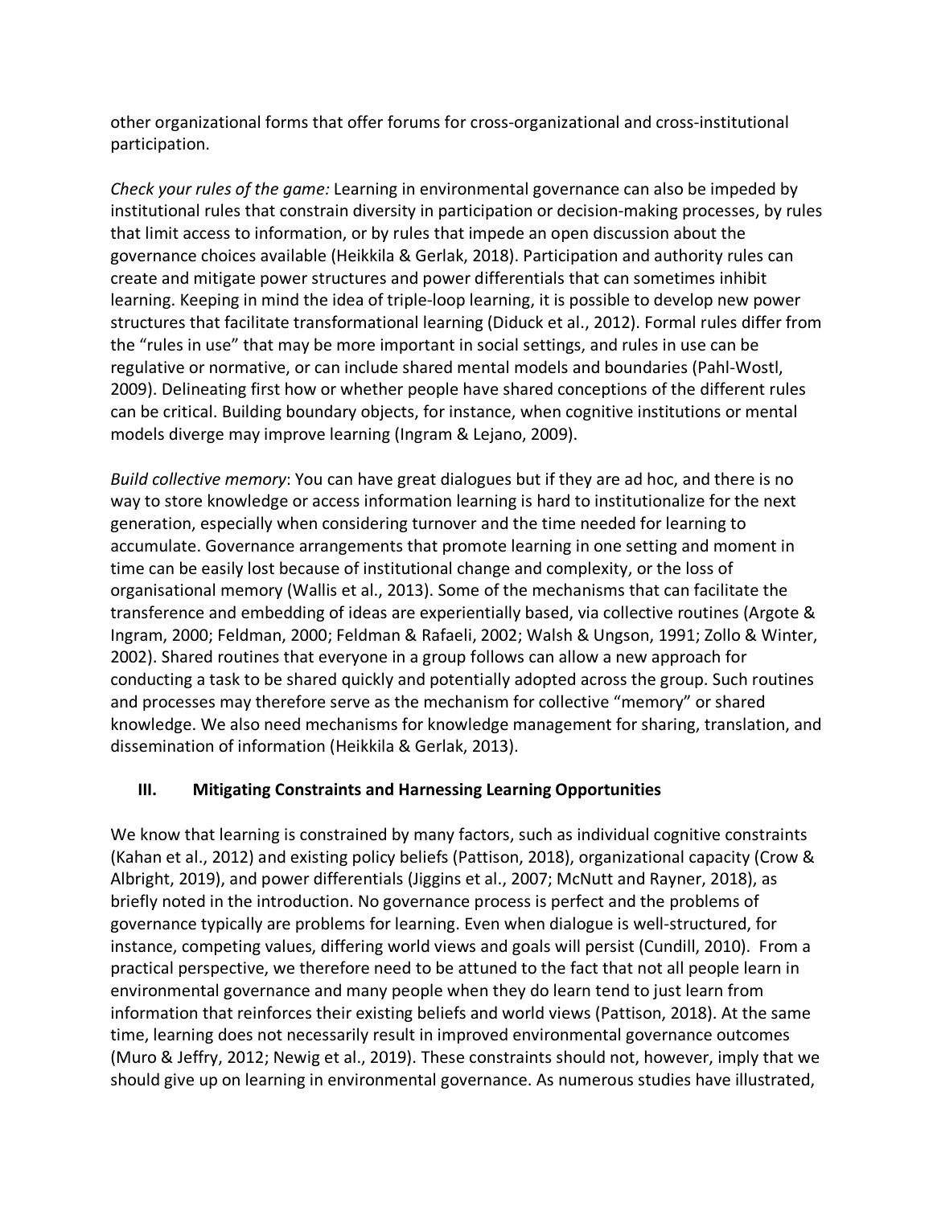other organizational forms that offer forums for cross-organizational and cross-institutional participation.

*Check your rules of the game:* Learning in environmental governance can also be impeded by institutional rules that constrain diversity in participation or decision-making processes, by rules that limit access to information, or by rules that impede an open discussion about the governance choices available (Heikkila & Gerlak, 2018). Participation and authority rules can create and mitigate power structures and power differentials that can sometimes inhibit learning. Keeping in mind the idea of triple-loop learning, it is possible to develop new power structures that facilitate transformational learning (Diduck et al., 2012). Formal rules differ from the "rules in use" that may be more important in social settings, and rules in use can be regulative or normative, or can include shared mental models and boundaries (Pahl-Wostl, 2009). Delineating first how or whether people have shared conceptions of the different rules can be critical. Building boundary objects, for instance, when cognitive institutions or mental models diverge may improve learning (Ingram & Lejano, 2009).

*Build collective memory*: You can have great dialogues but if they are ad hoc, and there is no way to store knowledge or access information learning is hard to institutionalize for the next generation, especially when considering turnover and the time needed for learning to accumulate. Governance arrangements that promote learning in one setting and moment in time can be easily lost because of institutional change and complexity, or the loss of organisational memory (Wallis et al., 2013). Some of the mechanisms that can facilitate the transference and embedding of ideas are experientially based, via collective routines (Argote & Ingram, 2000; Feldman, 2000; Feldman & Rafaeli, 2002; Walsh & Ungson, 1991; Zollo & Winter, 2002). Shared routines that everyone in a group follows can allow a new approach for conducting a task to be shared quickly and potentially adopted across the group. Such routines and processes may therefore serve as the mechanism for collective "memory" or shared knowledge. We also need mechanisms for knowledge management for sharing, translation, and dissemination of information (Heikkila & Gerlak, 2013).

## III. Mitigating Constraints and Harnessing Learning Opportunities

We know that learning is constrained by many factors, such as individual cognitive constraints (Kahan et al., 2012) and existing policy beliefs (Pattison, 2018), organizational capacity (Crow & Albright, 2019), and power differentials (Jiggins et al., 2007; McNutt and Rayner, 2018), as briefly noted in the introduction. No governance process is perfect and the problems of governance typically are problems for learning. Even when dialogue is well-structured, for instance, competing values, differing world views and goals will persist (Cundill, 2010). From a practical perspective, we therefore need to be attuned to the fact that not all people learn in environmental governance and many people when they do learn tend to just learn from information that reinforces their existing beliefs and world views (Pattison, 2018). At the same time, learning does not necessarily result in improved environmental governance outcomes (Muro & Jeffry, 2012; Newig et al., 2019). These constraints should not, however, imply that we should give up on learning in environmental governance. As numerous studies have illustrated,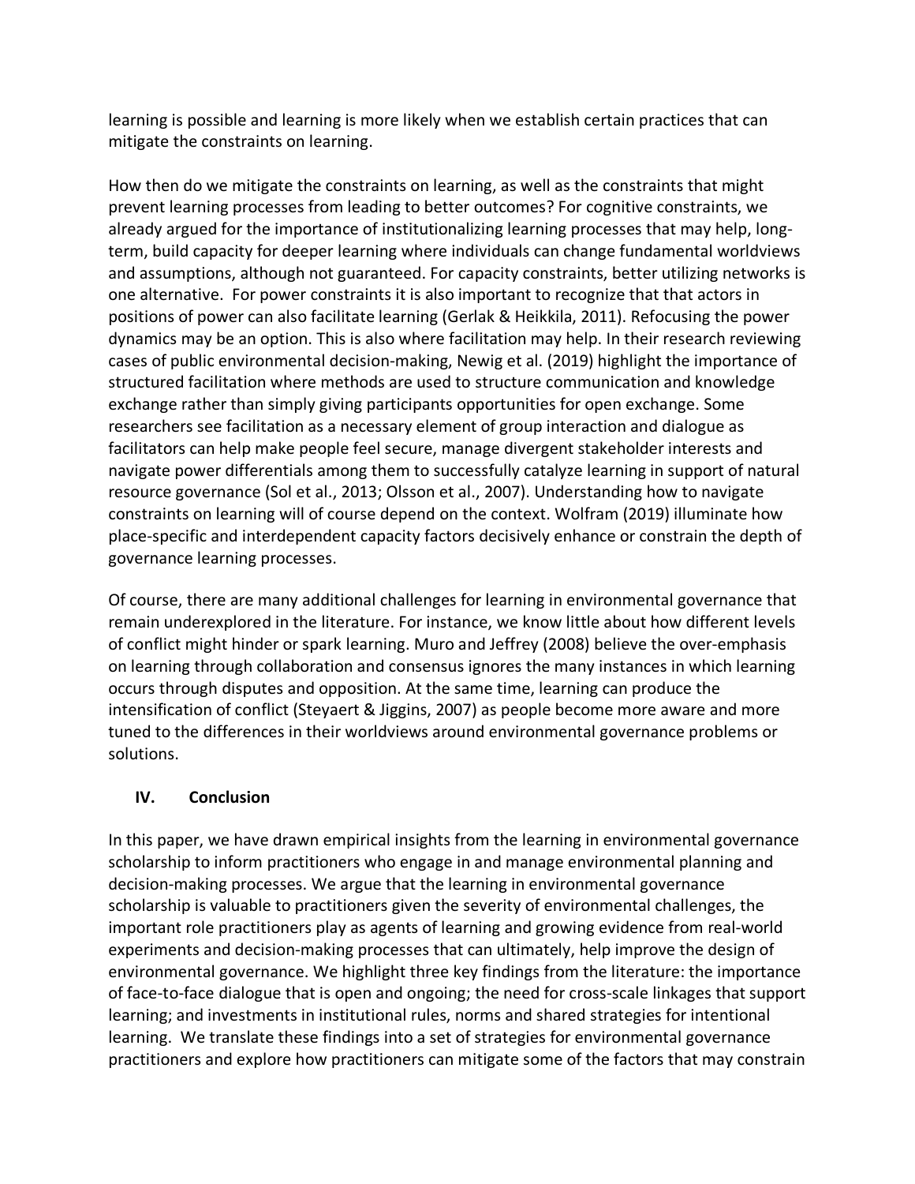learning is possible and learning is more likely when we establish certain practices that can mitigate the constraints on learning.

How then do we mitigate the constraints on learning, as well as the constraints that might prevent learning processes from leading to better outcomes? For cognitive constraints, we already argued for the importance of institutionalizing learning processes that may help, long-term, build capacity for deeper learning where individuals can change fundamental worldviews and assumptions, although not guaranteed. For capacity constraints, better utilizing networks is one alternative. For power constraints it is also important to recognize that that actors in positions of power can also facilitate learning (Gerlak & Heikkila, 2011). Refocusing the power dynamics may be an option. This is also where facilitation may help. In their research reviewing cases of public environmental decision-making, Newig et al. (2019) highlight the importance of structured facilitation where methods are used to structure communication and knowledge exchange rather than simply giving participants opportunities for open exchange. Some researchers see facilitation as a necessary element of group interaction and dialogue as facilitators can help make people feel secure, manage divergent stakeholder interests and navigate power differentials among them to successfully catalyze learning in support of natural resource governance (Sol et al., 2013; Olsson et al., 2007). Understanding how to navigate constraints on learning will of course depend on the context. Wolfram (2019) illuminate how place-specific and interdependent capacity factors decisively enhance or constrain the depth of governance learning processes.

Of course, there are many additional challenges for learning in environmental governance that remain underexplored in the literature. For instance, we know little about how different levels of conflict might hinder or spark learning. Muro and Jeffrey (2008) believe the over-emphasis on learning through collaboration and consensus ignores the many instances in which learning occurs through disputes and opposition. At the same time, learning can produce the intensification of conflict (Steyaert & Jiggins, 2007) as people become more aware and more tuned to the differences in their worldviews around environmental governance problems or solutions.

## IV. Conclusion

In this paper, we have drawn empirical insights from the learning in environmental governance scholarship to inform practitioners who engage in and manage environmental planning and decision-making processes. We argue that the learning in environmental governance scholarship is valuable to practitioners given the severity of environmental challenges, the important role practitioners play as agents of learning and growing evidence from real-world experiments and decision-making processes that can ultimately, help improve the design of environmental governance. We highlight three key findings from the literature: the importance of face-to-face dialogue that is open and ongoing; the need for cross-scale linkages that support learning; and investments in institutional rules, norms and shared strategies for intentional learning. We translate these findings into a set of strategies for environmental governance practitioners and explore how practitioners can mitigate some of the factors that may constrain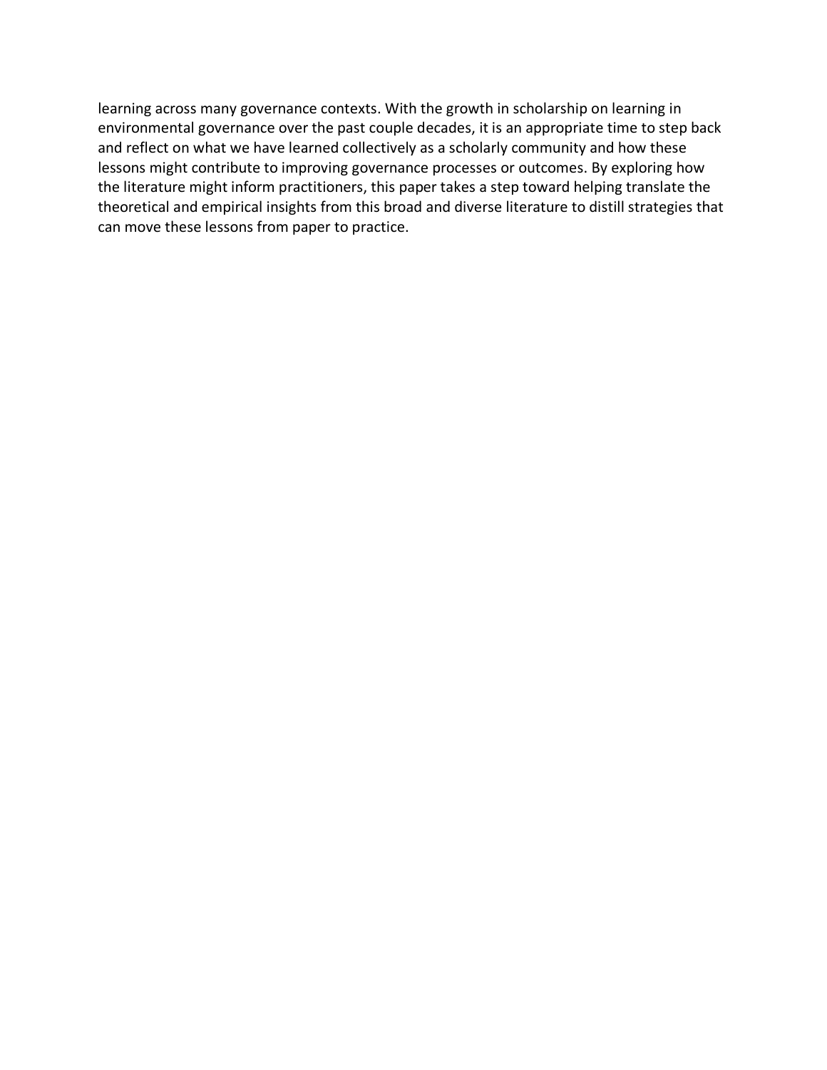learning across many governance contexts. With the growth in scholarship on learning in environmental governance over the past couple decades, it is an appropriate time to step back and reflect on what we have learned collectively as a scholarly community and how these lessons might contribute to improving governance processes or outcomes. By exploring how the literature might inform practitioners, this paper takes a step toward helping translate the theoretical and empirical insights from this broad and diverse literature to distill strategies that can move these lessons from paper to practice.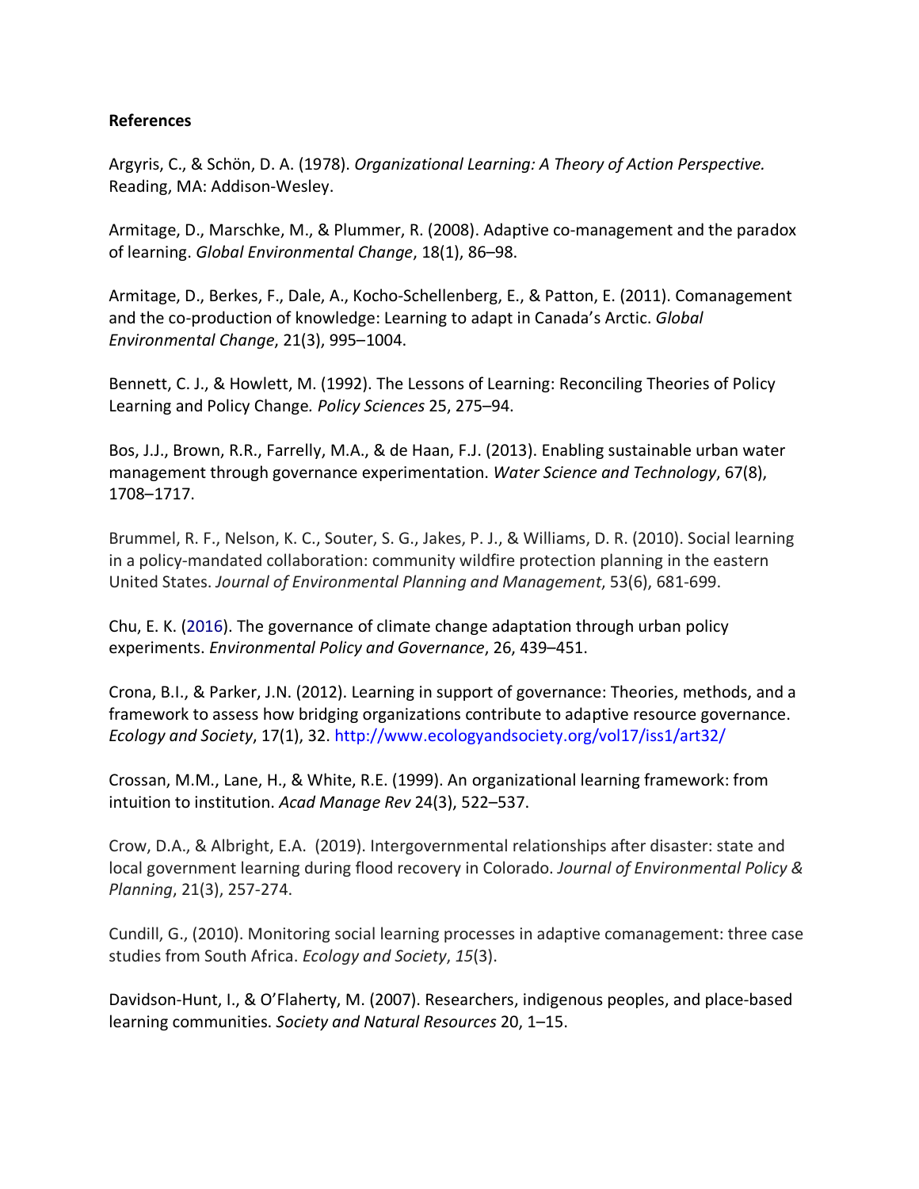**References**

Argyris, C., & Schön, D. A. (1978). *Organizational Learning: A Theory of Action Perspective.* Reading, MA: Addison-Wesley.

Armitage, D., Marschke, M., & Plummer, R. (2008). Adaptive co-management and the paradox of learning. *Global Environmental Change*, 18(1), 86–98.

Armitage, D., Berkes, F., Dale, A., Kocho-Schellenberg, E., & Patton, E. (2011). Comanagement and the co-production of knowledge: Learning to adapt in Canada's Arctic. *Global Environmental Change*, 21(3), 995–1004.

Bennett, C. J., & Howlett, M. (1992). The Lessons of Learning: Reconciling Theories of Policy Learning and Policy Change*. Policy Sciences* 25, 275–94.

Bos, J.J., Brown, R.R., Farrelly, M.A., & de Haan, F.J. (2013). Enabling sustainable urban water management through governance experimentation. *Water Science and Technology*, 67(8), 1708–1717.

Brummel, R. F., Nelson, K. C., Souter, S. G., Jakes, P. J., & Williams, D. R. (2010). Social learning in a policy-mandated collaboration: community wildfire protection planning in the eastern United States. *Journal of Environmental Planning and Management*, 53(6), 681-699.

Chu, E. K. (2016). The governance of climate change adaptation through urban policy experiments. *Environmental Policy and Governance*, 26, 439–451.

Crona, B.I., & Parker, J.N. (2012). Learning in support of governance: Theories, methods, and a framework to assess how bridging organizations contribute to adaptive resource governance. *Ecology and Society*, 17(1), 32. http://www.ecologyandsociety.org/vol17/iss1/art32/

Crossan, M.M., Lane, H., & White, R.E. (1999). An organizational learning framework: from intuition to institution. *Acad Manage Rev* 24(3), 522–537.

Crow, D.A., & Albright, E.A. (2019). Intergovernmental relationships after disaster: state and local government learning during flood recovery in Colorado. *Journal of Environmental Policy & Planning*, 21(3), 257-274.

Cundill, G., (2010). Monitoring social learning processes in adaptive comanagement: three case studies from South Africa. *Ecology and Society*, *15*(3).

Davidson-Hunt, I., & O'Flaherty, M. (2007). Researchers, indigenous peoples, and place-based learning communities. *Society and Natural Resources* 20, 1–15.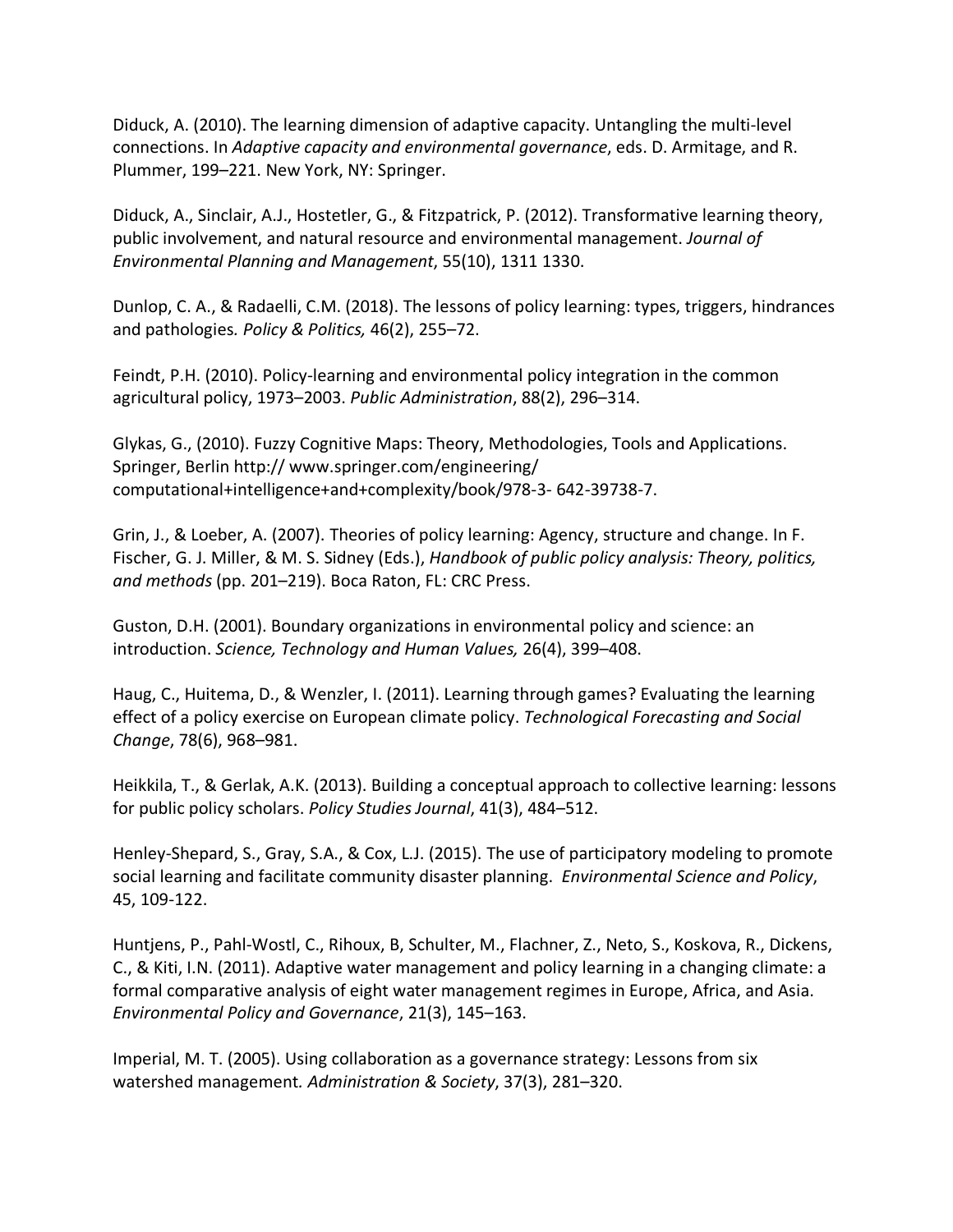Diduck, A. (2010). The learning dimension of adaptive capacity. Untangling the multi-level connections. In *Adaptive capacity and environmental governance*, eds. D. Armitage, and R. Plummer, 199–221. New York, NY: Springer.

Diduck, A., Sinclair, A.J., Hostetler, G., & Fitzpatrick, P. (2012). Transformative learning theory, public involvement, and natural resource and environmental management. *Journal of Environmental Planning and Management*, 55(10), 1311 1330.

Dunlop, C. A., & Radaelli, C.M. (2018). The lessons of policy learning: types, triggers, hindrances and pathologies*. Policy & Politics,* 46(2), 255–72.

Feindt, P.H. (2010). Policy-learning and environmental policy integration in the common agricultural policy, 1973–2003. *Public Administration*, 88(2), 296–314.

Glykas, G., (2010). Fuzzy Cognitive Maps: Theory, Methodologies, Tools and Applications. Springer, Berlin http:// www.springer.com/engineering/ computational+intelligence+and+complexity/book/978-3- 642-39738-7.

Grin, J., & Loeber, A. (2007). Theories of policy learning: Agency, structure and change. In F. Fischer, G. J. Miller, & M. S. Sidney (Eds.), *Handbook of public policy analysis: Theory, politics, and methods* (pp. 201–219). Boca Raton, FL: CRC Press.

Guston, D.H. (2001). Boundary organizations in environmental policy and science: an introduction. *Science, Technology and Human Values,* 26(4), 399–408.

Haug, C., Huitema, D., & Wenzler, I. (2011). Learning through games? Evaluating the learning effect of a policy exercise on European climate policy. *Technological Forecasting and Social Change*, 78(6), 968–981.

Heikkila, T., & Gerlak, A.K. (2013). Building a conceptual approach to collective learning: lessons for public policy scholars. *Policy Studies Journal*, 41(3), 484–512.

Henley-Shepard, S., Gray, S.A., & Cox, L.J. (2015). The use of participatory modeling to promote social learning and facilitate community disaster planning. *Environmental Science and Policy*, 45, 109-122.

Huntjens, P., Pahl-Wostl, C., Rihoux, B, Schulter, M., Flachner, Z., Neto, S., Koskova, R., Dickens, C., & Kiti, I.N. (2011). Adaptive water management and policy learning in a changing climate: a formal comparative analysis of eight water management regimes in Europe, Africa, and Asia. *Environmental Policy and Governance*, 21(3), 145–163.

Imperial, M. T. (2005). Using collaboration as a governance strategy: Lessons from six watershed management*. Administration & Society*, 37(3), 281–320.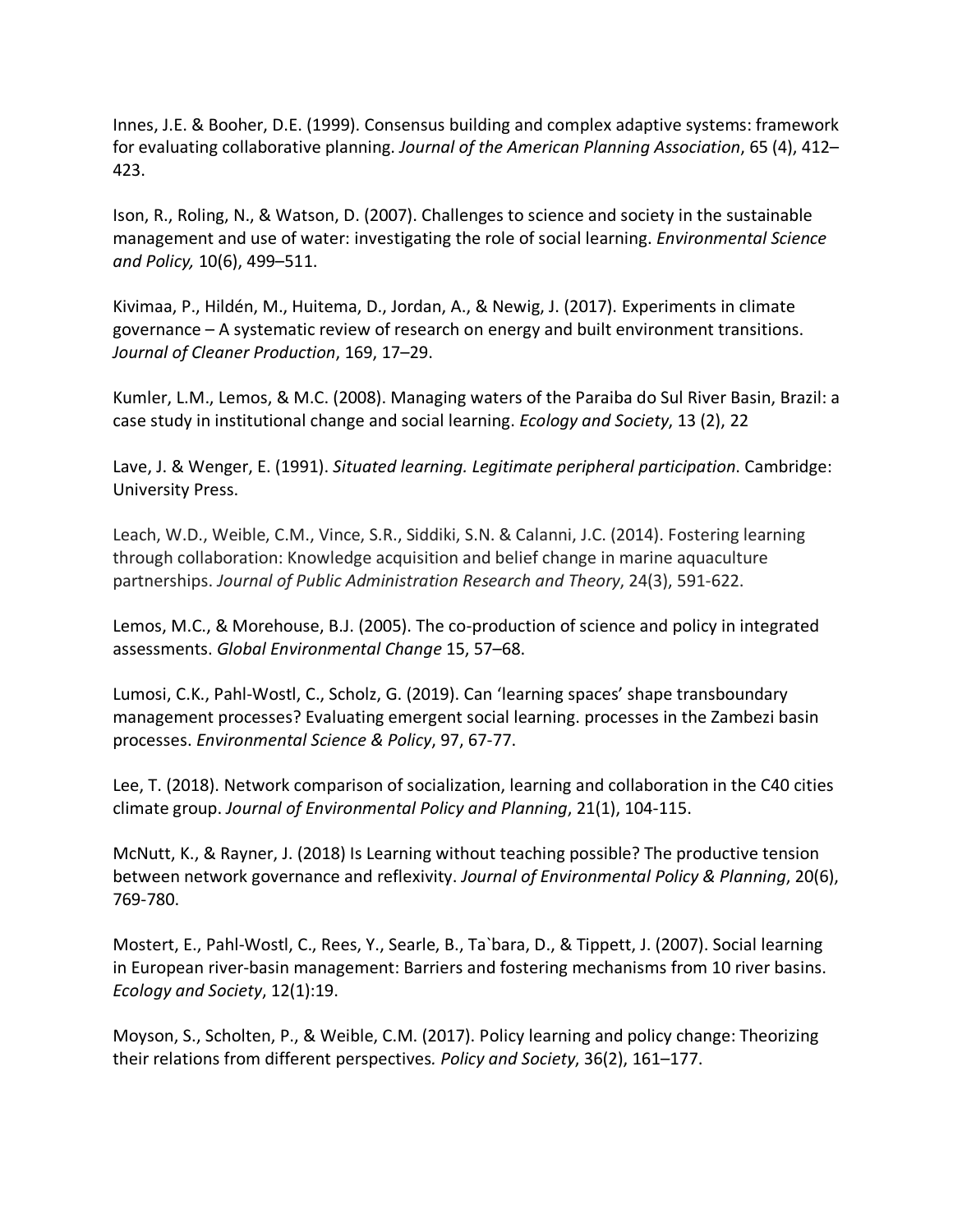Innes, J.E. & Booher, D.E. (1999). Consensus building and complex adaptive systems: framework for evaluating collaborative planning. *Journal of the American Planning Association*, 65 (4), 412–423.

Ison, R., Roling, N., & Watson, D. (2007). Challenges to science and society in the sustainable management and use of water: investigating the role of social learning. *Environmental Science and Policy,* 10(6), 499–511.

Kivimaa, P., Hildén, M., Huitema, D., Jordan, A., & Newig, J. (2017). Experiments in climate governance – A systematic review of research on energy and built environment transitions. *Journal of Cleaner Production*, 169, 17–29.

Kumler, L.M., Lemos, & M.C. (2008). Managing waters of the Paraiba do Sul River Basin, Brazil: a case study in institutional change and social learning. *Ecology and Society*, 13 (2), 22

Lave, J. & Wenger, E. (1991). *Situated learning. Legitimate peripheral participation.* Cambridge: University Press.

Leach, W.D., Weible, C.M., Vince, S.R., Siddiki, S.N. & Calanni, J.C. (2014). Fostering learning through collaboration: Knowledge acquisition and belief change in marine aquaculture partnerships. *Journal of Public Administration Research and Theory*, 24(3), 591-622.

Lemos, M.C., & Morehouse, B.J. (2005). The co-production of science and policy in integrated assessments. *Global Environmental Change* 15, 57–68.

Lumosi, C.K., Pahl-Wostl, C., Scholz, G. (2019). Can 'learning spaces' shape transboundary management processes? Evaluating emergent social learning. processes in the Zambezi basin processes. *Environmental Science & Policy*, 97, 67-77.

Lee, T. (2018). Network comparison of socialization, learning and collaboration in the C40 cities climate group. *Journal of Environmental Policy and Planning*, 21(1), 104-115.

McNutt, K., & Rayner, J. (2018) Is Learning without teaching possible? The productive tension between network governance and reflexivity. *Journal of Environmental Policy & Planning*, 20(6), 769-780.

Mostert, E., Pahl-Wostl, C., Rees, Y., Searle, B., Ta`bara, D., & Tippett, J. (2007). Social learning in European river-basin management: Barriers and fostering mechanisms from 10 river basins. *Ecology and Society*, 12(1):19.

Moyson, S., Scholten, P., & Weible, C.M. (2017). Policy learning and policy change: Theorizing their relations from different perspectives*. Policy and Society*, 36(2), 161–177.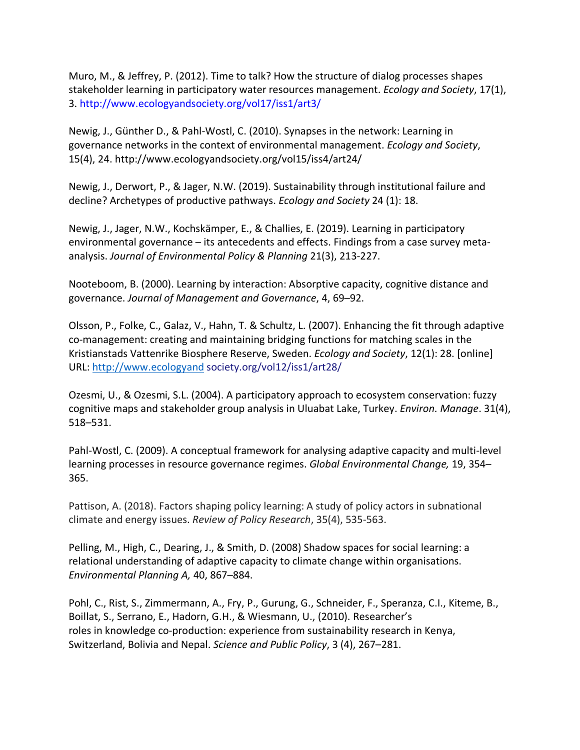Muro, M., & Jeffrey, P. (2012). Time to talk? How the structure of dialog processes shapes stakeholder learning in participatory water resources management. *Ecology and Society*, 17(1), 3. http://www.ecologyandsociety.org/vol17/iss1/art3/

Newig, J., Günther D., & Pahl-Wostl, C. (2010). Synapses in the network: Learning in governance networks in the context of environmental management. *Ecology and Society*, 15(4), 24. http://www.ecologyandsociety.org/vol15/iss4/art24/

Newig, J., Derwort, P., & Jager, N.W. (2019). Sustainability through institutional failure and decline? Archetypes of productive pathways. *Ecology and Society* 24 (1): 18.

Newig, J., Jager, N.W., Kochskämper, E., & Challies, E. (2019). Learning in participatory environmental governance – its antecedents and effects. Findings from a case survey meta-analysis. *Journal of Environmental Policy & Planning* 21(3), 213-227.

Nooteboom, B. (2000). Learning by interaction: Absorptive capacity, cognitive distance and governance. *Journal of Management and Governance*, 4, 69–92.

Olsson, P., Folke, C., Galaz, V., Hahn, T. & Schultz, L. (2007). Enhancing the fit through adaptive co-management: creating and maintaining bridging functions for matching scales in the Kristianstads Vattenrike Biosphere Reserve, Sweden. *Ecology and Society*, 12(1): 28. [online] URL: http://www.ecologyand society.org/vol12/iss1/art28/

Ozesmi, U., & Ozesmi, S.L. (2004). A participatory approach to ecosystem conservation: fuzzy cognitive maps and stakeholder group analysis in Uluabat Lake, Turkey. *Environ. Manage*. 31(4), 518–531.

Pahl-Wostl, C. (2009). A conceptual framework for analysing adaptive capacity and multi-level learning processes in resource governance regimes. *Global Environmental Change,* 19, 354–365.

Pattison, A. (2018). Factors shaping policy learning: A study of policy actors in subnational climate and energy issues. *Review of Policy Research*, 35(4), 535-563.

Pelling, M., High, C., Dearing, J., & Smith, D. (2008) Shadow spaces for social learning: a relational understanding of adaptive capacity to climate change within organisations. *Environmental Planning A,* 40, 867–884.

Pohl, C., Rist, S., Zimmermann, A., Fry, P., Gurung, G., Schneider, F., Speranza, C.I., Kiteme, B., Boillat, S., Serrano, E., Hadorn, G.H., & Wiesmann, U., (2010). Researcher's roles in knowledge co-production: experience from sustainability research in Kenya, Switzerland, Bolivia and Nepal. *Science and Public Policy*, 3 (4), 267–281.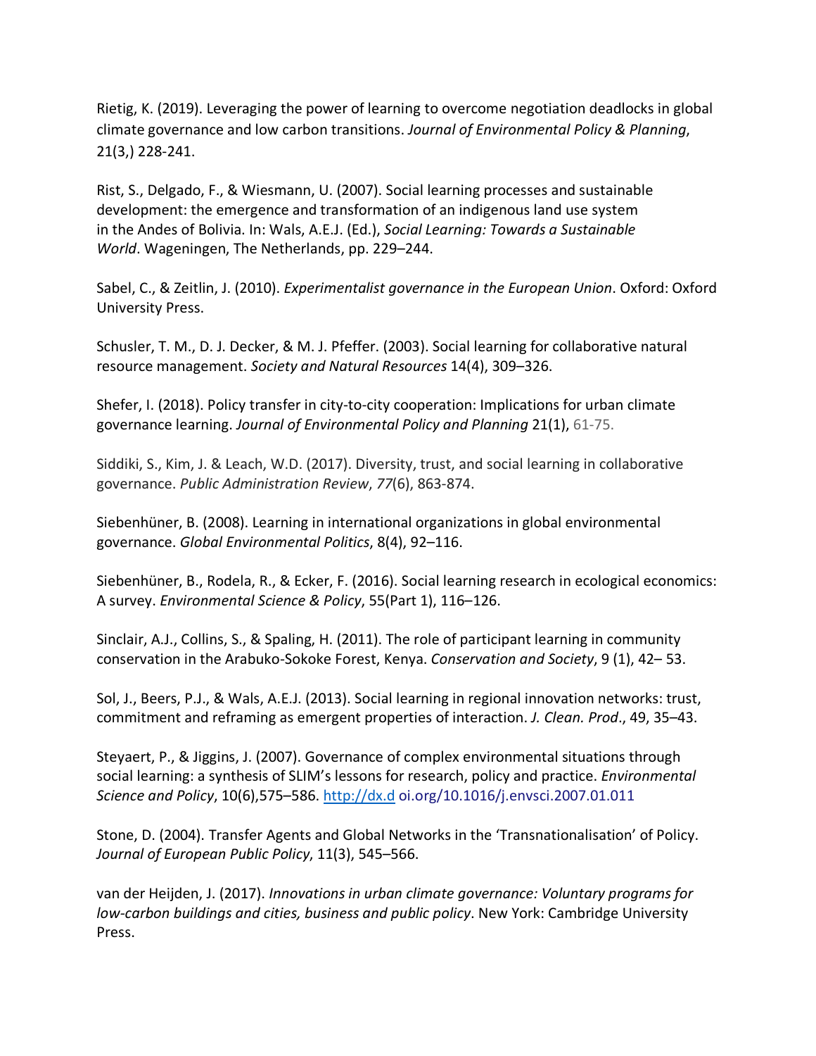Rietig, K. (2019). Leveraging the power of learning to overcome negotiation deadlocks in global climate governance and low carbon transitions. *Journal of Environmental Policy & Planning*, 21(3,) 228-241.

Rist, S., Delgado, F., & Wiesmann, U. (2007). Social learning processes and sustainable development: the emergence and transformation of an indigenous land use system in the Andes of Bolivia. In: Wals, A.E.J. (Ed.), *Social Learning: Towards a Sustainable World*. Wageningen, The Netherlands, pp. 229–244.

Sabel, C., & Zeitlin, J. (2010). *Experimentalist governance in the European Union*. Oxford: Oxford University Press.

Schusler, T. M., D. J. Decker, & M. J. Pfeffer. (2003). Social learning for collaborative natural resource management. *Society and Natural Resources* 14(4), 309–326.

Shefer, I. (2018). Policy transfer in city-to-city cooperation: Implications for urban climate governance learning. *Journal of Environmental Policy and Planning* 21(1), 61-75.

Siddiki, S., Kim, J. & Leach, W.D. (2017). Diversity, trust, and social learning in collaborative governance. *Public Administration Review*, *77*(6), 863-874.

Siebenhüner, B. (2008). Learning in international organizations in global environmental governance. *Global Environmental Politics*, 8(4), 92–116.

Siebenhüner, B., Rodela, R., & Ecker, F. (2016). Social learning research in ecological economics: A survey. *Environmental Science & Policy*, 55(Part 1), 116–126.

Sinclair, A.J., Collins, S., & Spaling, H. (2011). The role of participant learning in community conservation in the Arabuko-Sokoke Forest, Kenya. *Conservation and Society*, 9 (1), 42– 53.

Sol, J., Beers, P.J., & Wals, A.E.J. (2013). Social learning in regional innovation networks: trust, commitment and reframing as emergent properties of interaction. *J. Clean. Prod*., 49, 35–43.

Steyaert, P., & Jiggins, J. (2007). Governance of complex environmental situations through social learning: a synthesis of SLIM's lessons for research, policy and practice. *Environmental Science and Policy*, 10(6),575–586. http://dx.d oi.org/10.1016/j.envsci.2007.01.011

Stone, D. (2004). Transfer Agents and Global Networks in the 'Transnationalisation' of Policy. *Journal of European Public Policy*, 11(3), 545–566.

van der Heijden, J. (2017). *Innovations in urban climate governance: Voluntary programs for low-carbon buildings and cities, business and public policy*. New York: Cambridge University Press.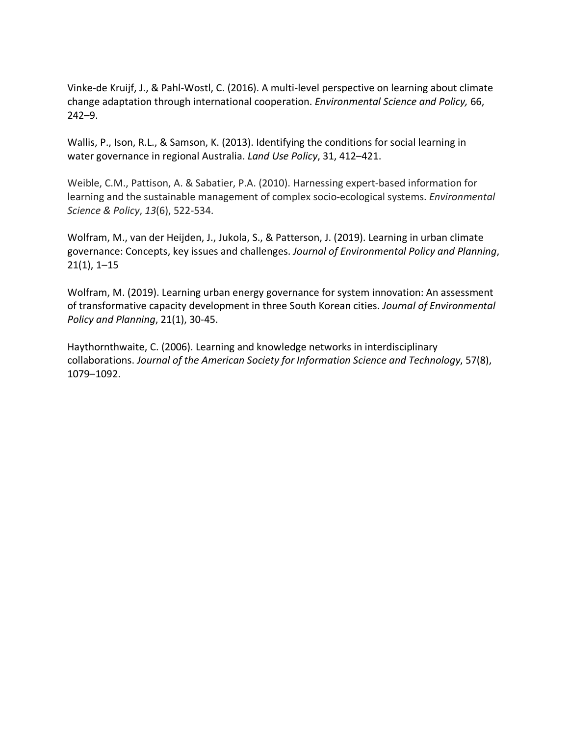Vinke-de Kruijf, J., & Pahl-Wostl, C. (2016). A multi-level perspective on learning about climate change adaptation through international cooperation. *Environmental Science and Policy,* 66, 242–9.

Wallis, P., Ison, R.L., & Samson, K. (2013). Identifying the conditions for social learning in water governance in regional Australia. *Land Use Policy*, 31, 412–421.

Weible, C.M., Pattison, A. & Sabatier, P.A. (2010). Harnessing expert-based information for learning and the sustainable management of complex socio-ecological systems. *Environmental Science & Policy*, *13*(6), 522-534.

Wolfram, M., van der Heijden, J., Jukola, S., & Patterson, J. (2019). Learning in urban climate governance: Concepts, key issues and challenges. *Journal of Environmental Policy and Planning*, 21(1), 1–15

Wolfram, M. (2019). Learning urban energy governance for system innovation: An assessment of transformative capacity development in three South Korean cities. *Journal of Environmental Policy and Planning*, 21(1), 30-45.

Haythornthwaite, C. (2006). Learning and knowledge networks in interdisciplinary collaborations. *Journal of the American Society for Information Science and Technology*, 57(8), 1079–1092.